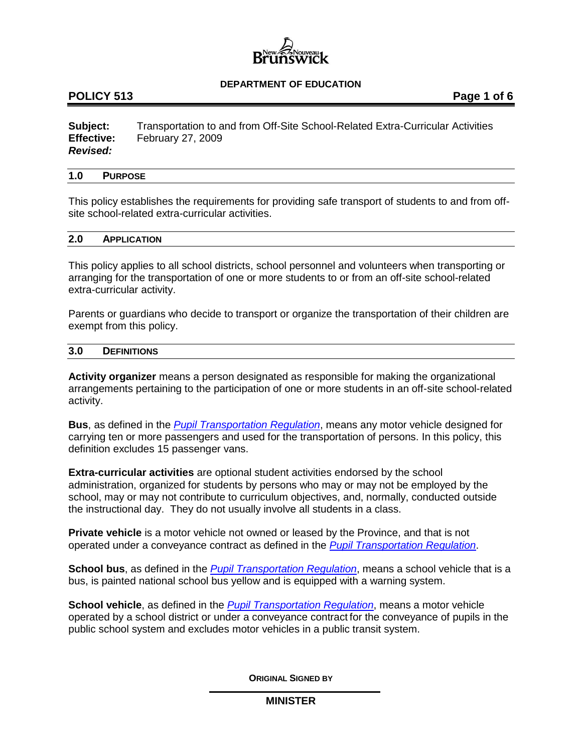**DEPARTMENT OF EDUCATION**

# POLICY 513

**Subject:** Transportation to and from Off-Site School-Related Extra-Curricular Activities
**Effective:** February 27, 2009
***Revised:***

## 1.0 PURPOSE

This policy establishes the requirements for providing safe transport of students to and from off-site school-related extra-curricular activities.

## 2.0 APPLICATION

This policy applies to all school districts, school personnel and volunteers when transporting or arranging for the transportation of one or more students to or from an off-site school-related extra-curricular activity.

Parents or guardians who decide to transport or organize the transportation of their children are exempt from this policy.

## 3.0 DEFINITIONS

**Activity organizer** means a person designated as responsible for making the organizational arrangements pertaining to the participation of one or more students in an off-site school-related activity.

**Bus**, as defined in the *Pupil Transportation Regulation*, means any motor vehicle designed for carrying ten or more passengers and used for the transportation of persons. In this policy, this definition excludes 15 passenger vans.

**Extra-curricular activities** are optional student activities endorsed by the school administration, organized for students by persons who may or may not be employed by the school, may or may not contribute to curriculum objectives, and, normally, conducted outside the instructional day. They do not usually involve all students in a class.

**Private vehicle** is a motor vehicle not owned or leased by the Province, and that is not operated under a conveyance contract as defined in the *Pupil Transportation Regulation*.

**School bus**, as defined in the *Pupil Transportation Regulation*, means a school vehicle that is a bus, is painted national school bus yellow and is equipped with a warning system.

**School vehicle**, as defined in the *Pupil Transportation Regulation*, means a motor vehicle operated by a school district or under a conveyance contract for the conveyance of pupils in the public school system and excludes motor vehicles in a public transit system.

ORIGINAL SIGNED BY

**MINISTER**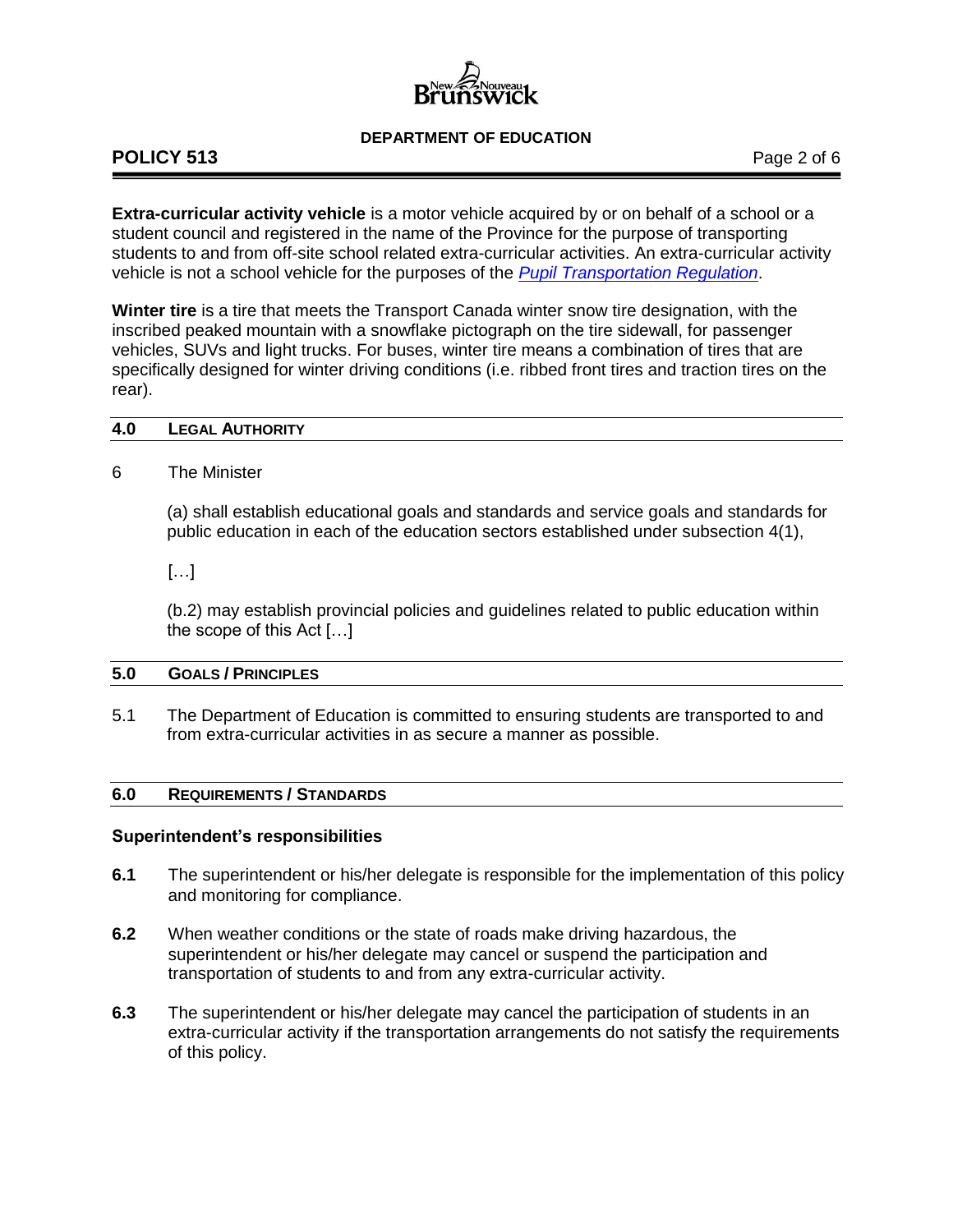**Extra-curricular activity vehicle** is a motor vehicle acquired by or on behalf of a school or a student council and registered in the name of the Province for the purpose of transporting students to and from off-site school related extra-curricular activities. An extra-curricular activity vehicle is not a school vehicle for the purposes of the *Pupil Transportation Regulation*.

**Winter tire** is a tire that meets the Transport Canada winter snow tire designation, with the inscribed peaked mountain with a snowflake pictograph on the tire sidewall, for passenger vehicles, SUVs and light trucks. For buses, winter tire means a combination of tires that are specifically designed for winter driving conditions (i.e. ribbed front tires and traction tires on the rear).

## 4.0 LEGAL AUTHORITY

6 The Minister

(a) shall establish educational goals and standards and service goals and standards for public education in each of the education sectors established under subsection 4(1),

[…]

(b.2) may establish provincial policies and guidelines related to public education within the scope of this Act […]

## 5.0 GOALS / PRINCIPLES

5.1 The Department of Education is committed to ensuring students are transported to and from extra-curricular activities in as secure a manner as possible.

## 6.0 REQUIREMENTS / STANDARDS

### Superintendent's responsibilities

**6.1** The superintendent or his/her delegate is responsible for the implementation of this policy and monitoring for compliance.

**6.2** When weather conditions or the state of roads make driving hazardous, the superintendent or his/her delegate may cancel or suspend the participation and transportation of students to and from any extra-curricular activity.

**6.3** The superintendent or his/her delegate may cancel the participation of students in an extra-curricular activity if the transportation arrangements do not satisfy the requirements of this policy.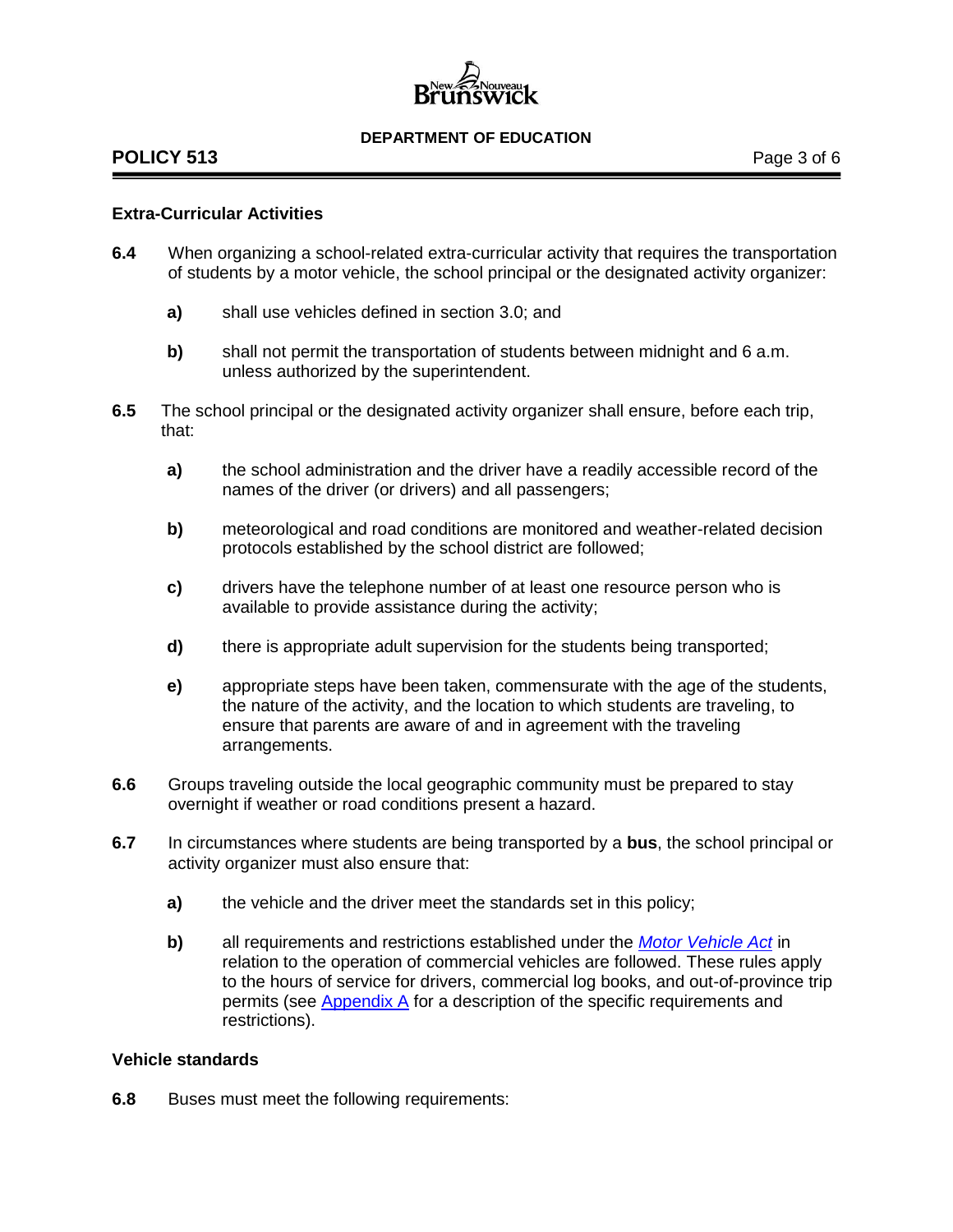### Extra-Curricular Activities

**6.4** When organizing a school-related extra-curricular activity that requires the transportation of students by a motor vehicle, the school principal or the designated activity organizer:

- **a)** shall use vehicles defined in section 3.0; and
- **b)** shall not permit the transportation of students between midnight and 6 a.m. unless authorized by the superintendent.

**6.5** The school principal or the designated activity organizer shall ensure, before each trip, that:

- **a)** the school administration and the driver have a readily accessible record of the names of the driver (or drivers) and all passengers;
- **b)** meteorological and road conditions are monitored and weather-related decision protocols established by the school district are followed;
- **c)** drivers have the telephone number of at least one resource person who is available to provide assistance during the activity;
- **d)** there is appropriate adult supervision for the students being transported;
- **e)** appropriate steps have been taken, commensurate with the age of the students, the nature of the activity, and the location to which students are traveling, to ensure that parents are aware of and in agreement with the traveling arrangements.

**6.6** Groups traveling outside the local geographic community must be prepared to stay overnight if weather or road conditions present a hazard.

**6.7** In circumstances where students are being transported by a **bus**, the school principal or activity organizer must also ensure that:

- **a)** the vehicle and the driver meet the standards set in this policy;
- **b)** all requirements and restrictions established under the *Motor Vehicle Act* in relation to the operation of commercial vehicles are followed. These rules apply to the hours of service for drivers, commercial log books, and out-of-province trip permits (see Appendix A for a description of the specific requirements and restrictions).

### Vehicle standards

**6.8** Buses must meet the following requirements: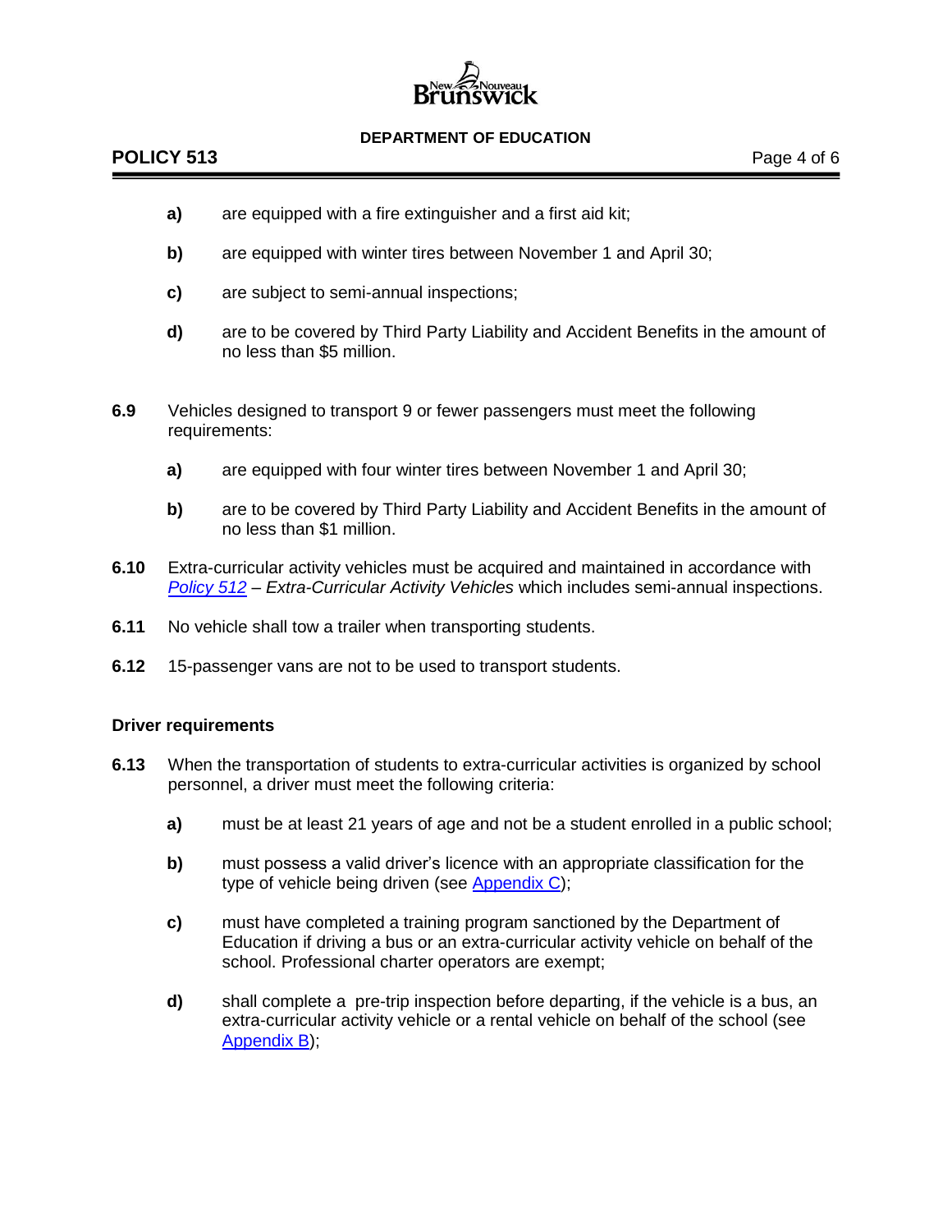- **a)** are equipped with a fire extinguisher and a first aid kit;

- **b)** are equipped with winter tires between November 1 and April 30;

- **c)** are subject to semi-annual inspections;

- **d)** are to be covered by Third Party Liability and Accident Benefits in the amount of no less than $5 million.

**6.9** Vehicles designed to transport 9 or fewer passengers must meet the following requirements:

- **a)** are equipped with four winter tires between November 1 and April 30;

- **b)** are to be covered by Third Party Liability and Accident Benefits in the amount of no less than $1 million.

**6.10** Extra-curricular activity vehicles must be acquired and maintained in accordance with *Policy 512 – Extra-Curricular Activity Vehicles* which includes semi-annual inspections.

**6.11** No vehicle shall tow a trailer when transporting students.

**6.12** 15-passenger vans are not to be used to transport students.

### Driver requirements

**6.13** When the transportation of students to extra-curricular activities is organized by school personnel, a driver must meet the following criteria:

- **a)** must be at least 21 years of age and not be a student enrolled in a public school;

- **b)** must possess a valid driver's licence with an appropriate classification for the type of vehicle being driven (see Appendix C);

- **c)** must have completed a training program sanctioned by the Department of Education if driving a bus or an extra-curricular activity vehicle on behalf of the school. Professional charter operators are exempt;

- **d)** shall complete a pre-trip inspection before departing, if the vehicle is a bus, an extra-curricular activity vehicle or a rental vehicle on behalf of the school (see Appendix B);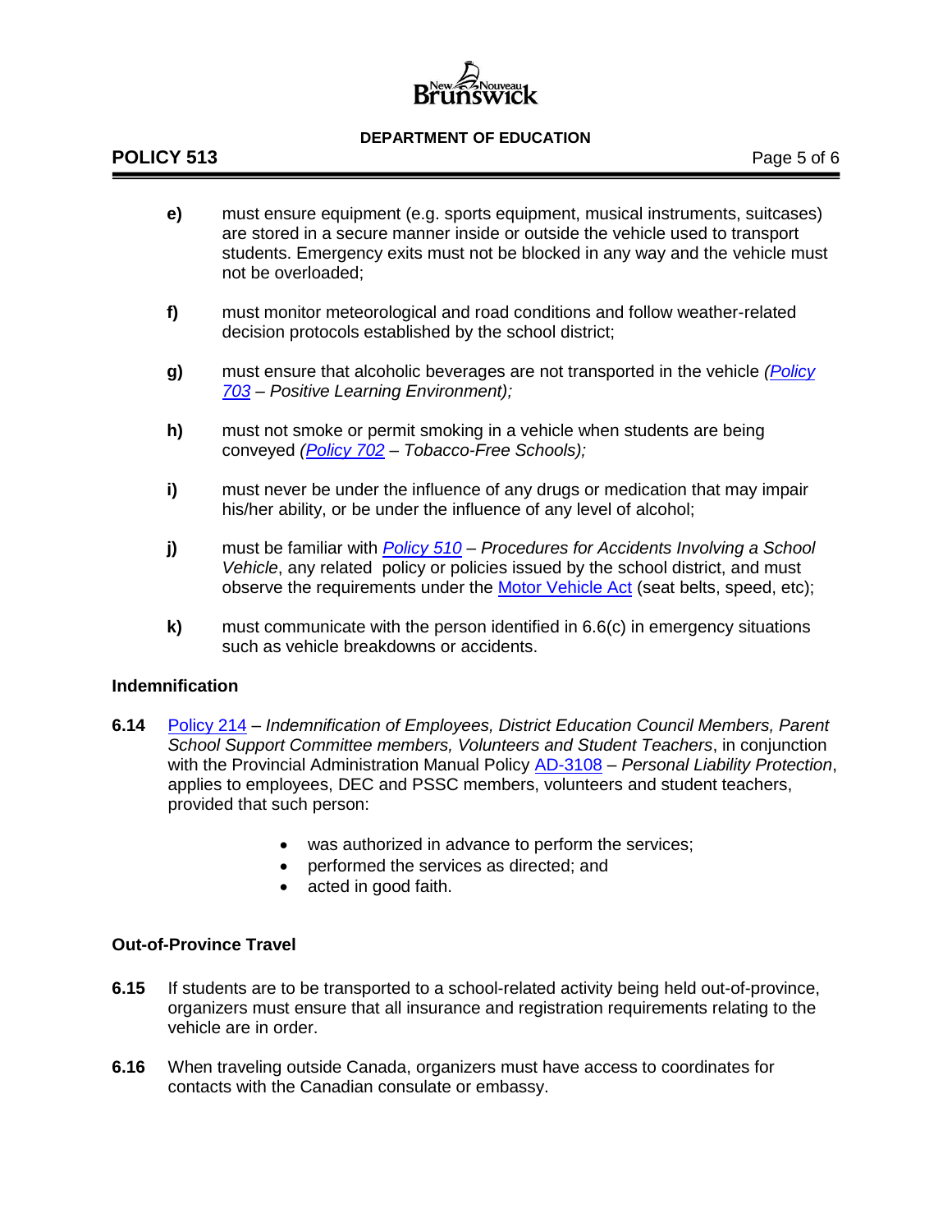**e)** must ensure equipment (e.g. sports equipment, musical instruments, suitcases) are stored in a secure manner inside or outside the vehicle used to transport students. Emergency exits must not be blocked in any way and the vehicle must not be overloaded;

**f)** must monitor meteorological and road conditions and follow weather-related decision protocols established by the school district;

**g)** must ensure that alcoholic beverages are not transported in the vehicle *(Policy 703 – Positive Learning Environment);*

**h)** must not smoke or permit smoking in a vehicle when students are being conveyed *(Policy 702 – Tobacco-Free Schools);*

**i)** must never be under the influence of any drugs or medication that may impair his/her ability, or be under the influence of any level of alcohol;

**j)** must be familiar with *Policy 510 – Procedures for Accidents Involving a School Vehicle*, any related policy or policies issued by the school district, and must observe the requirements under the Motor Vehicle Act (seat belts, speed, etc);

**k)** must communicate with the person identified in 6.6(c) in emergency situations such as vehicle breakdowns or accidents.

### Indemnification

**6.14** Policy 214 – *Indemnification of Employees, District Education Council Members, Parent School Support Committee members, Volunteers and Student Teachers*, in conjunction with the Provincial Administration Manual Policy AD-3108 – *Personal Liability Protection*, applies to employees, DEC and PSSC members, volunteers and student teachers, provided that such person:

- was authorized in advance to perform the services;
- performed the services as directed; and
- acted in good faith.

### Out-of-Province Travel

**6.15** If students are to be transported to a school-related activity being held out-of-province, organizers must ensure that all insurance and registration requirements relating to the vehicle are in order.

**6.16** When traveling outside Canada, organizers must have access to coordinates for contacts with the Canadian consulate or embassy.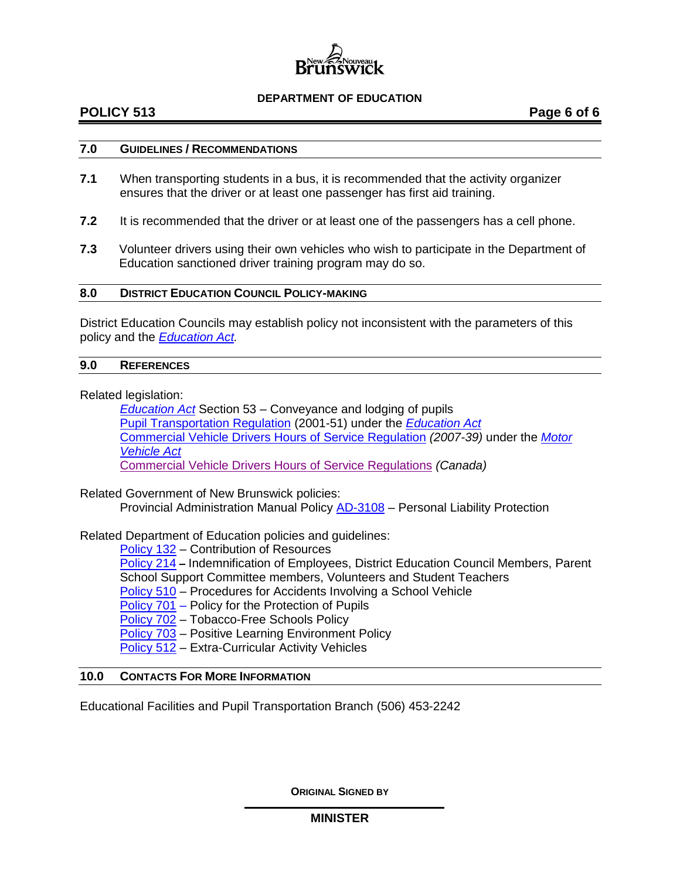## 7.0 GUIDELINES / RECOMMENDATIONS

**7.1** When transporting students in a bus, it is recommended that the activity organizer ensures that the driver or at least one passenger has first aid training.

**7.2** It is recommended that the driver or at least one of the passengers has a cell phone.

**7.3** Volunteer drivers using their own vehicles who wish to participate in the Department of Education sanctioned driver training program may do so.

## 8.0 DISTRICT EDUCATION COUNCIL POLICY-MAKING

District Education Councils may establish policy not inconsistent with the parameters of this policy and the *Education Act.*

## 9.0 REFERENCES

Related legislation:

- *Education Act* Section 53 – Conveyance and lodging of pupils
- Pupil Transportation Regulation (2001-51) under the *Education Act*
- Commercial Vehicle Drivers Hours of Service Regulation *(2007-39)* under the *Motor Vehicle Act*
- Commercial Vehicle Drivers Hours of Service Regulations *(Canada)*

Related Government of New Brunswick policies:

- Provincial Administration Manual Policy AD-3108 – Personal Liability Protection

Related Department of Education policies and guidelines:

- Policy 132 – Contribution of Resources
- Policy 214 – Indemnification of Employees, District Education Council Members, Parent School Support Committee members, Volunteers and Student Teachers
- Policy 510 – Procedures for Accidents Involving a School Vehicle
- Policy 701 – Policy for the Protection of Pupils
- Policy 702 – Tobacco-Free Schools Policy
- Policy 703 – Positive Learning Environment Policy
- Policy 512 – Extra-Curricular Activity Vehicles

## 10.0 CONTACTS FOR MORE INFORMATION

Educational Facilities and Pupil Transportation Branch (506) 453-2242

**ORIGINAL SIGNED BY**

**MINISTER**